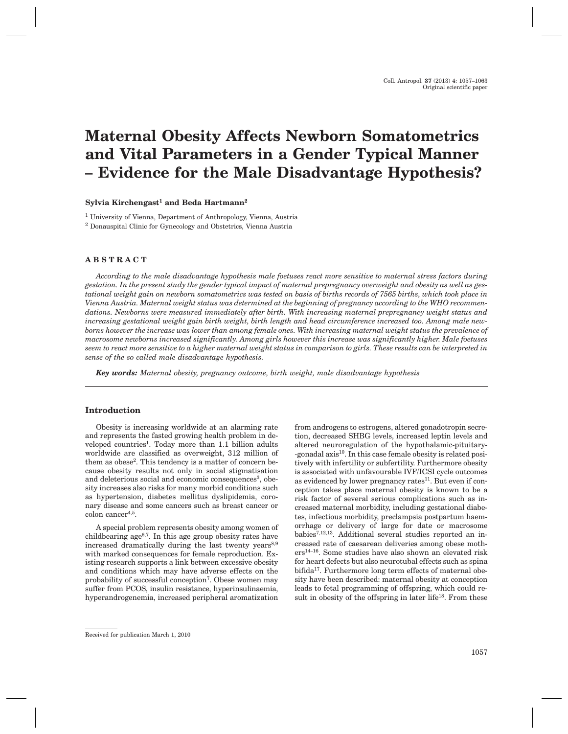# Maternal Obesity Affects Newborn Somatometrics and Vital Parameters in a Gender Typical Manner – Evidence for the Male Disadvantage Hypothesis?

**Sylvia Kirchengast[1] and Beda Hartmann[2]**

[1] University of Vienna, Department of Anthropology, Vienna, Austria

[2] Donauspital Clinic for Gynecology and Obstetrics, Vienna Austria

## ABSTRACT

*According to the male disadvantage hypothesis male foetuses react more sensitive to maternal stress factors during gestation. In the present study the gender typical impact of maternal prepregnancy overweight and obesity as well as gestational weight gain on newborn somatometrics was tested on basis of births records of 7565 births, which took place in Vienna Austria. Maternal weight status was determined at the beginning of pregnancy according to the WHO recommendations. Newborns were measured immediately after birth. With increasing maternal prepregnancy weight status and increasing gestational weight gain birth weight, birth length and head circumference increased too. Among male newborns however the increase was lower than among female ones. With increasing maternal weight status the prevalence of macrosome newborns increased significantly. Among girls however this increase was significantly higher. Male foetuses seem to react more sensitive to a higher maternal weight status in comparison to girls. These results can be interpreted in sense of the so called male disadvantage hypothesis.*

***Key words:*** *Maternal obesity, pregnancy outcome, birth weight, male disadvantage hypothesis*

## Introduction

Obesity is increasing worldwide at an alarming rate and represents the fasted growing health problem in developed countries[1]. Today more than 1.1 billion adults worldwide are classified as overweight, 312 million of them as obese[2]. This tendency is a matter of concern because obesity results not only in social stigmatisation and deleterious social and economic consequences[3], obesity increases also risks for many morbid conditions such as hypertension, diabetes mellitus dyslipidemia, coronary disease and some cancers such as breast cancer or colon cancer[4,5].

A special problem represents obesity among women of childbearing age[6,7]. In this age group obesity rates have increased dramatically during the last twenty years[8,9] with marked consequences for female reproduction. Existing research supports a link between excessive obesity and conditions which may have adverse effects on the probability of successful conception[7]. Obese women may suffer from PCOS, insulin resistance, hyperinsulinaemia, hyperandrogenemia, increased peripheral aromatization from androgens to estrogens, altered gonadotropin secretion, decreased SHBG levels, increased leptin levels and altered neuroregulation of the hypothalamic-pituitary-gonadal axis[10]. In this case female obesity is related positively with infertility or subfertility. Furthermore obesity is associated with unfavourable IVF/ICSI cycle outcomes as evidenced by lower pregnancy rates[11]. But even if conception takes place maternal obesity is known to be a risk factor of several serious complications such as increased maternal morbidity, including gestational diabetes, infectious morbidity, preclampsia postpartum haemorrhage or delivery of large for date or macrosome babies[7,12,13]. Additional several studies reported an increased rate of caesarean deliveries among obese mothers[14–16]. Some studies have also shown an elevated risk for heart defects but also neurotubal effects such as spina bifida[17]. Furthermore long term effects of maternal obesity have been described: maternal obesity at conception leads to fetal programming of offspring, which could result in obesity of the offspring in later life[18]. From these

Received for publication March 1, 2010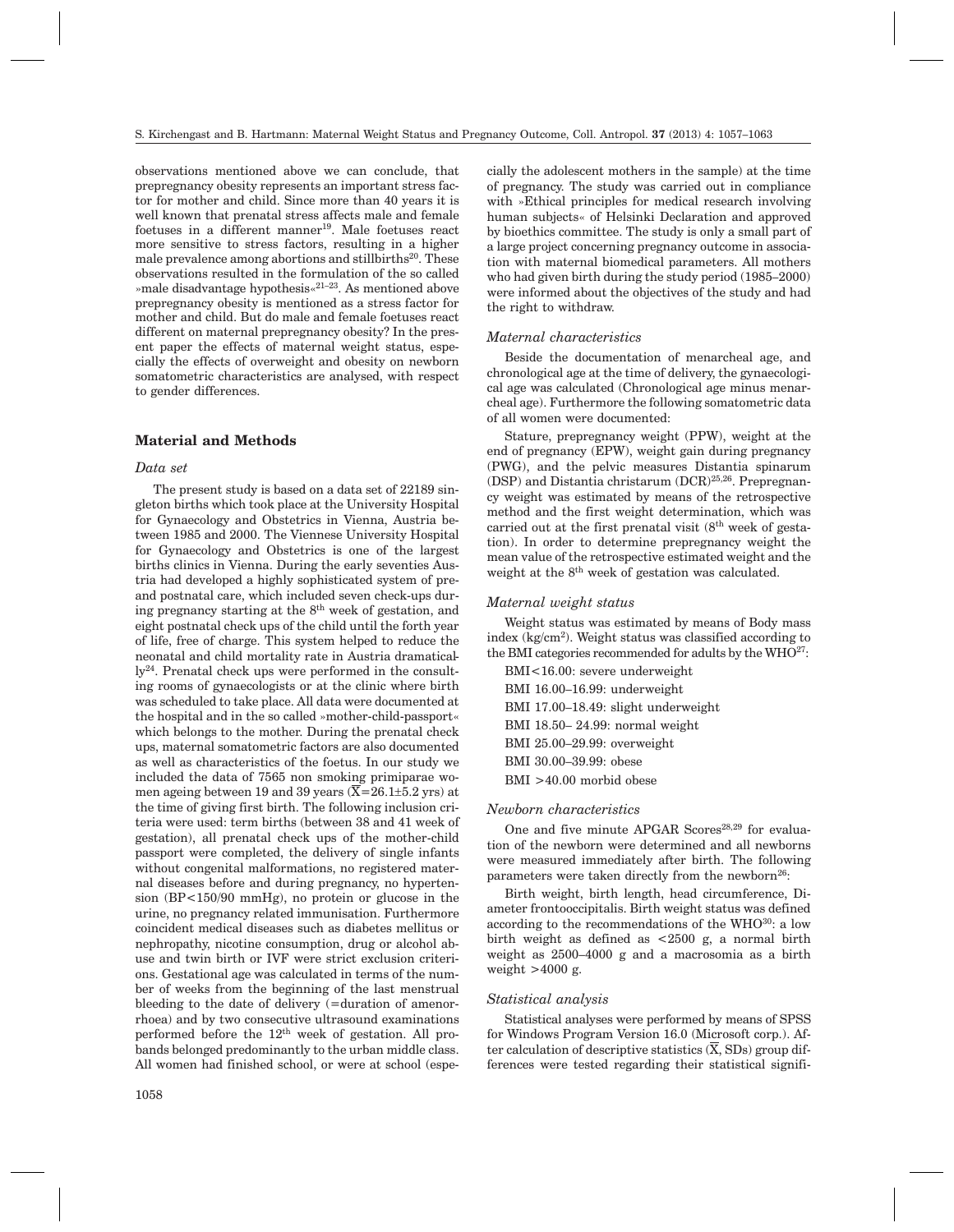observations mentioned above we can conclude, that prepregnancy obesity represents an important stress factor for mother and child. Since more than 40 years it is well known that prenatal stress affects male and female foetuses in a different manner[19]. Male foetuses react more sensitive to stress factors, resulting in a higher male prevalence among abortions and stillbirths[20]. These observations resulted in the formulation of the so called »male disadvantage hypothesis«[21–23]. As mentioned above prepregnancy obesity is mentioned as a stress factor for mother and child. But do male and female foetuses react different on maternal prepregnancy obesity? In the present paper the effects of maternal weight status, especially the effects of overweight and obesity on newborn somatometric characteristics are analysed, with respect to gender differences.

## Material and Methods

### *Data set*

The present study is based on a data set of 22189 singleton births which took place at the University Hospital for Gynaecology and Obstetrics in Vienna, Austria between 1985 and 2000. The Viennese University Hospital for Gynaecology and Obstetrics is one of the largest births clinics in Vienna. During the early seventies Austria had developed a highly sophisticated system of pre- and postnatal care, which included seven check-ups during pregnancy starting at the 8[th] week of gestation, and eight postnatal check ups of the child until the forth year of life, free of charge. This system helped to reduce the neonatal and child mortality rate in Austria dramatically[24]. Prenatal check ups were performed in the consulting rooms of gynaecologists or at the clinic where birth was scheduled to take place. All data were documented at the hospital and in the so called »mother-child-passport« which belongs to the mother. During the prenatal check ups, maternal somatometric factors are also documented as well as characteristics of the foetus. In our study we included the data of 7565 non smoking primiparae women ageing between 19 and 39 years ($\overline{X}$=26.1±5.2 yrs) at the time of giving first birth. The following inclusion criteria were used: term births (between 38 and 41 week of gestation), all prenatal check ups of the mother-child passport were completed, the delivery of single infants without congenital malformations, no registered maternal diseases before and during pregnancy, no hypertension (BP<150/90 mmHg), no protein or glucose in the urine, no pregnancy related immunisation. Furthermore coincident medical diseases such as diabetes mellitus or nephropathy, nicotine consumption, drug or alcohol abuse and twin birth or IVF were strict exclusion criterions. Gestational age was calculated in terms of the number of weeks from the beginning of the last menstrual bleeding to the date of delivery (=duration of amenorrhoea) and by two consecutive ultrasound examinations performed before the 12[th] week of gestation. All probands belonged predominantly to the urban middle class. All women had finished school, or were at school (especially the adolescent mothers in the sample) at the time of pregnancy. The study was carried out in compliance with »Ethical principles for medical research involving human subjects« of Helsinki Declaration and approved by bioethics committee. The study is only a small part of a large project concerning pregnancy outcome in association with maternal biomedical parameters. All mothers who had given birth during the study period (1985–2000) were informed about the objectives of the study and had the right to withdraw.

### *Maternal characteristics*

Beside the documentation of menarcheal age, and chronological age at the time of delivery, the gynaecological age was calculated (Chronological age minus menarcheal age). Furthermore the following somatometric data of all women were documented:

Stature, prepregnancy weight (PPW), weight at the end of pregnancy (EPW), weight gain during pregnancy (PWG), and the pelvic measures Distantia spinarum (DSP) and Distantia christarum (DCR)[25,26]. Prepregnancy weight was estimated by means of the retrospective method and the first weight determination, which was carried out at the first prenatal visit (8[th] week of gestation). In order to determine prepregnancy weight the mean value of the retrospective estimated weight and the weight at the 8[th] week of gestation was calculated.

### *Maternal weight status*

Weight status was estimated by means of Body mass index (kg/cm$^2$). Weight status was classified according to the BMI categories recommended for adults by the WHO[27]:

BMI<16.00: severe underweight
BMI 16.00–16.99: underweight
BMI 17.00–18.49: slight underweight
BMI 18.50– 24.99: normal weight
BMI 25.00–29.99: overweight
BMI 30.00–39.99: obese
BMI >40.00 morbid obese

### *Newborn characteristics*

One and five minute APGAR Scores[28,29] for evaluation of the newborn were determined and all newborns were measured immediately after birth. The following parameters were taken directly from the newborn[26]:

Birth weight, birth length, head circumference, Diameter frontooccipitalis. Birth weight status was defined according to the recommendations of the WHO[30]: a low birth weight as defined as <2500 g, a normal birth weight as 2500–4000 g and a macrosomia as a birth weight >4000 g.

### *Statistical analysis*

Statistical analyses were performed by means of SPSS for Windows Program Version 16.0 (Microsoft corp.). After calculation of descriptive statistics ($\overline{X}$, SDs) group differences were tested regarding their statistical signifi-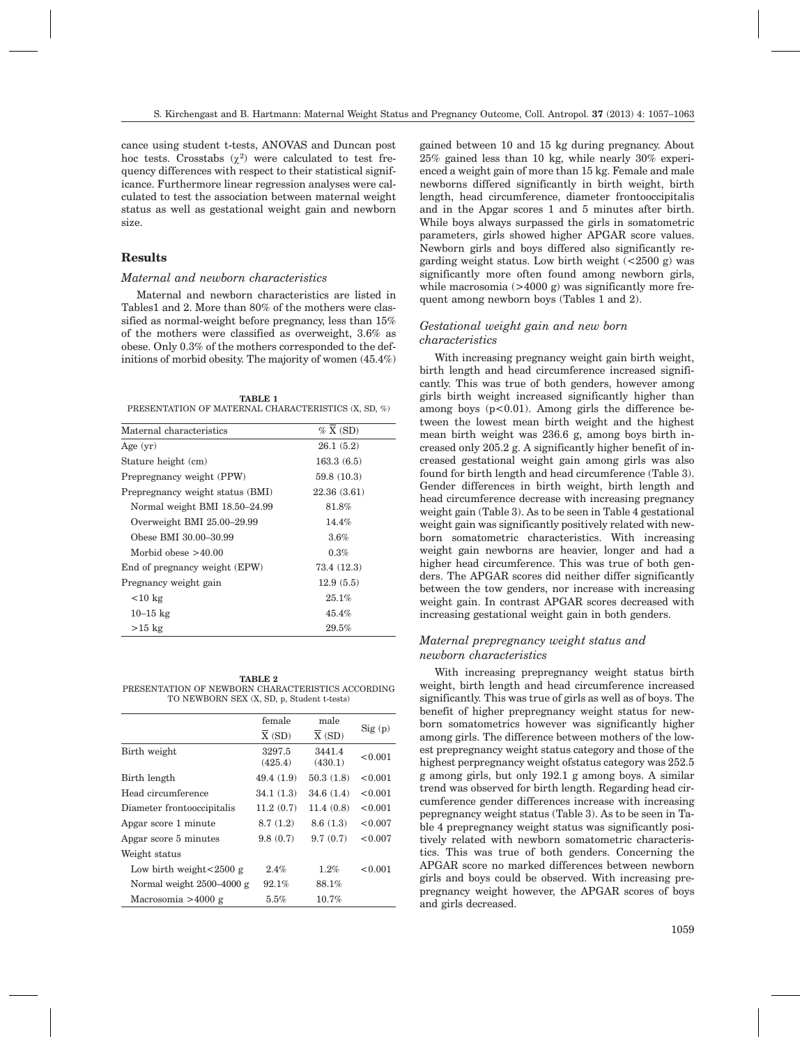cance using student t-tests, ANOVAS and Duncan post hoc tests. Crosstabs ($\chi^2$) were calculated to test frequency differences with respect to their statistical significance. Furthermore linear regression analyses were calculated to test the association between maternal weight status as well as gestational weight gain and newborn size.

## Results

### *Maternal and newborn characteristics*

Maternal and newborn characteristics are listed in Tables1 and 2. More than 80% of the mothers were classified as normal-weight before pregnancy, less than 15% of the mothers were classified as overweight, 3.6% as obese. Only 0.3% of the mothers corresponded to the definitions of morbid obesity. The majority of women (45.4%) gained between 10 and 15 kg during pregnancy. About 25% gained less than 10 kg, while nearly 30% experienced a weight gain of more than 15 kg. Female and male newborns differed significantly in birth weight, birth length, head circumference, diameter frontooccipitalis and in the Apgar scores 1 and 5 minutes after birth. While boys always surpassed the girls in somatometric parameters, girls showed higher APGAR score values. Newborn girls and boys differed also significantly regarding weight status. Low birth weight (<2500 g) was significantly more often found among newborn girls, while macrosomia (>4000 g) was significantly more frequent among newborn boys (Tables 1 and 2).

**TABLE 1**
PRESENTATION OF MATERNAL CHARACTERISTICS (X, SD, %)

| Maternal characteristics | % $\overline{X}$ (SD) |
|---|---|
| Age (yr) | 26.1 (5.2) |
| Stature height (cm) | 163.3 (6.5) |
| Prepregnancy weight (PPW) | 59.8 (10.3) |
| Prepregnancy weight status (BMI) | 22.36 (3.61) |
| Normal weight BMI 18.50–24.99 | 81.8% |
| Overweight BMI 25.00–29.99 | 14.4% |
| Obese BMI 30.00–30.99 | 3.6% |
| Morbid obese >40.00 | 0.3% |
| End of pregnancy weight (EPW) | 73.4 (12.3) |
| Pregnancy weight gain | 12.9 (5.5) |
| <10 kg | 25.1% |
| 10–15 kg | 45.4% |
| >15 kg | 29.5% |

**TABLE 2**
PRESENTATION OF NEWBORN CHARACTERISTICS ACCORDING TO NEWBORN SEX (X, SD, p, Student t-tests)

| | female $\overline{X}$ (SD) | male $\overline{X}$ (SD) | Sig (p) |
|---|---|---|---|
| Birth weight | 3297.5 (425.4) | 3441.4 (430.1) | <0.001 |
| Birth length | 49.4 (1.9) | 50.3 (1.8) | <0.001 |
| Head circumference | 34.1 (1.3) | 34.6 (1.4) | <0.001 |
| Diameter frontooccipitalis | 11.2 (0.7) | 11.4 (0.8) | <0.001 |
| Apgar score 1 minute | 8.7 (1.2) | 8.6 (1.3) | <0.007 |
| Apgar score 5 minutes | 9.8 (0.7) | 9.7 (0.7) | <0.007 |
| Weight status | | | |
| Low birth weight<2500 g | 2.4% | 1.2% | <0.001 |
| Normal weight 2500–4000 g | 92.1% | 88.1% | |
| Macrosomia >4000 g | 5.5% | 10.7% | |

### *Gestational weight gain and new born characteristics*

With increasing pregnancy weight gain birth weight, birth length and head circumference increased significantly. This was true of both genders, however among girls birth weight increased significantly higher than among boys ($p<0.01$). Among girls the difference between the lowest mean birth weight and the highest mean birth weight was 236.6 g, among boys birth increased only 205.2 g. A significantly higher benefit of increased gestational weight gain among girls was also found for birth length and head circumference (Table 3). Gender differences in birth weight, birth length and head circumference decrease with increasing pregnancy weight gain (Table 3). As to be seen in Table 4 gestational weight gain was significantly positively related with newborn somatometric characteristics. With increasing weight gain newborns are heavier, longer and had a higher head circumference. This was true of both genders. The APGAR scores did neither differ significantly between the tow genders, nor increase with increasing weight gain. In contrast APGAR scores decreased with increasing gestational weight gain in both genders.

### *Maternal prepregnancy weight status and newborn characteristics*

With increasing prepregnancy weight status birth weight, birth length and head circumference increased significantly. This was true of girls as well as of boys. The benefit of higher prepregnancy weight status for newborn somatometrics however was significantly higher among girls. The difference between mothers of the lowest prepregnancy weight status category and those of the highest perpregnancy weight ofstatus category was 252.5 g among girls, but only 192.1 g among boys. A similar trend was observed for birth length. Regarding head circumference gender differences increase with increasing pepregnancy weight status (Table 3). As to be seen in Table 4 prepregnancy weight status was significantly positively related with newborn somatometric characteristics. This was true of both genders. Concerning the APGAR score no marked differences between newborn girls and boys could be observed. With increasing prepregnancy weight however, the APGAR scores of boys and girls decreased.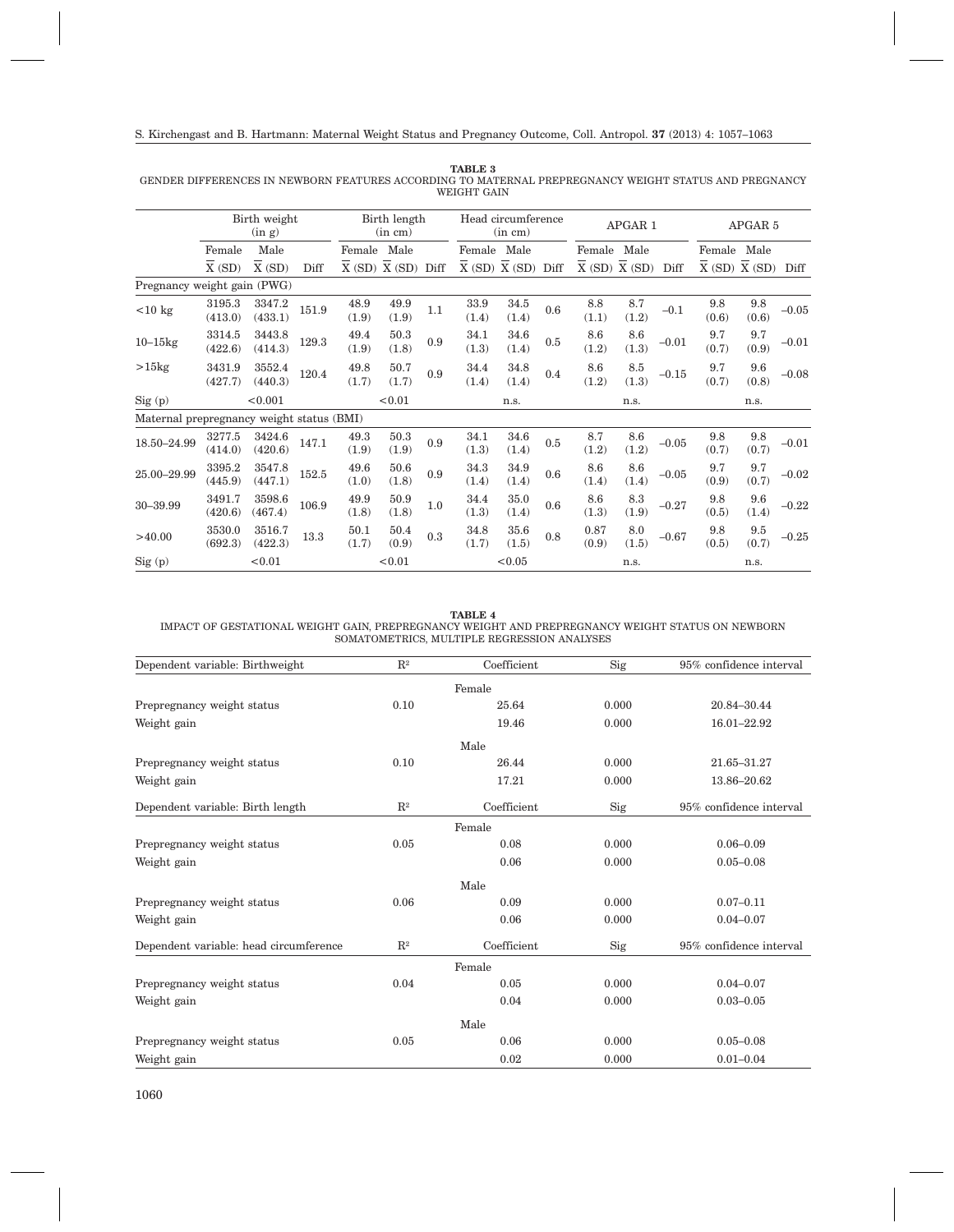**TABLE 3**
GENDER DIFFERENCES IN NEWBORN FEATURES ACCORDING TO MATERNAL PREPREGNANCY WEIGHT STATUS AND PREGNANCY WEIGHT GAIN

| | Birth weight (in g) | | | Birth length (in cm) | | | Head circumference (in cm) | | | APGAR 1 | | | APGAR 5 | | |
|---|---|---|---|---|---|---|---|---|---|---|---|---|---|---|---|
| | Female $\overline{X}$ (SD) | Male $\overline{X}$ (SD) | Diff | Female $\overline{X}$ (SD) | Male $\overline{X}$ (SD) | Diff | Female $\overline{X}$ (SD) | Male $\overline{X}$ (SD) | Diff | Female $\overline{X}$ (SD) | Male $\overline{X}$ (SD) | Diff | Female $\overline{X}$ (SD) | Male $\overline{X}$ (SD) | Diff |
| Pregnancy weight gain (PWG) | | | | | | | | | | | | | | | |
| <10 kg | 3195.3 (413.0) | 3347.2 (433.1) | 151.9 | 48.9 (1.9) | 49.9 (1.9) | 1.1 | 33.9 (1.4) | 34.5 (1.4) | 0.6 | 8.8 (1.1) | 8.7 (1.2) | –0.1 | 9.8 (0.6) | 9.8 (0.6) | –0.05 |
| 10–15kg | 3314.5 (422.6) | 3443.8 (414.3) | 129.3 | 49.4 (1.9) | 50.3 (1.8) | 0.9 | 34.1 (1.3) | 34.6 (1.4) | 0.5 | 8.6 (1.2) | 8.6 (1.3) | –0.01 | 9.7 (0.7) | 9.7 (0.9) | –0.01 |
| >15kg | 3431.9 (427.7) | 3552.4 (440.3) | 120.4 | 49.8 (1.7) | 50.7 (1.7) | 0.9 | 34.4 (1.4) | 34.8 (1.4) | 0.4 | 8.6 (1.2) | 8.5 (1.3) | –0.15 | 9.7 (0.7) | 9.6 (0.8) | –0.08 |
| Sig (p) | <0.001 | | | <0.01 | | | n.s. | | | n.s. | | | n.s. | | |
| Maternal prepregnancy weight status (BMI) | | | | | | | | | | | | | | | |
| 18.50–24.99 | 3277.5 (414.0) | 3424.6 (420.6) | 147.1 | 49.3 (1.9) | 50.3 (1.9) | 0.9 | 34.1 (1.3) | 34.6 (1.4) | 0.5 | 8.7 (1.2) | 8.6 (1.2) | –0.05 | 9.8 (0.7) | 9.8 (0.7) | –0.01 |
| 25.00–29.99 | 3395.2 (445.9) | 3547.8 (447.1) | 152.5 | 49.6 (1.0) | 50.6 (1.8) | 0.9 | 34.3 (1.4) | 34.9 (1.4) | 0.6 | 8.6 (1.4) | 8.6 (1.4) | –0.05 | 9.7 (0.9) | 9.7 (0.7) | –0.02 |
| 30–39.99 | 3491.7 (420.6) | 3598.6 (467.4) | 106.9 | 49.9 (1.8) | 50.9 (1.8) | 1.0 | 34.4 (1.3) | 35.0 (1.4) | 0.6 | 8.6 (1.3) | 8.3 (1.9) | –0.27 | 9.8 (0.5) | 9.6 (1.4) | –0.22 |
| >40.00 | 3530.0 (692.3) | 3516.7 (422.3) | 13.3 | 50.1 (1.7) | 50.4 (0.9) | 0.3 | 34.8 (1.7) | 35.6 (1.5) | 0.8 | 0.87 (0.9) | 8.0 (1.5) | –0.67 | 9.8 (0.5) | 9.5 (0.7) | –0.25 |
| Sig (p) | <0.01 | | | <0.01 | | | <0.05 | | | n.s. | | | n.s. | | |

**TABLE 4**
IMPACT OF GESTATIONAL WEIGHT GAIN, PREPREGNANCY WEIGHT AND PREPREGNANCY WEIGHT STATUS ON NEWBORN SOMATOMETRICS, MULTIPLE REGRESSION ANALYSES

| Dependent variable: Birthweight | $R^2$ | Coefficient | Sig | 95% confidence interval |
|---|---|---|---|---|
| | | Female | | |
| Prepregnancy weight status | 0.10 | 25.64 | 0.000 | 20.84–30.44 |
| Weight gain | | 19.46 | 0.000 | 16.01–22.92 |
| | | Male | | |
| Prepregnancy weight status | 0.10 | 26.44 | 0.000 | 21.65–31.27 |
| Weight gain | | 17.21 | 0.000 | 13.86–20.62 |
| **Dependent variable: Birth length** | **$R^2$** | **Coefficient** | **Sig** | **95% confidence interval** |
| | | Female | | |
| Prepregnancy weight status | 0.05 | 0.08 | 0.000 | 0.06–0.09 |
| Weight gain | | 0.06 | 0.000 | 0.05–0.08 |
| | | Male | | |
| Prepregnancy weight status | 0.06 | 0.09 | 0.000 | 0.07–0.11 |
| Weight gain | | 0.06 | 0.000 | 0.04–0.07 |
| **Dependent variable: head circumference** | **$R^2$** | **Coefficient** | **Sig** | **95% confidence interval** |
| | | Female | | |
| Prepregnancy weight status | 0.04 | 0.05 | 0.000 | 0.04–0.07 |
| Weight gain | | 0.04 | 0.000 | 0.03–0.05 |
| | | Male | | |
| Prepregnancy weight status | 0.05 | 0.06 | 0.000 | 0.05–0.08 |
| Weight gain | | 0.02 | 0.000 | 0.01–0.04 |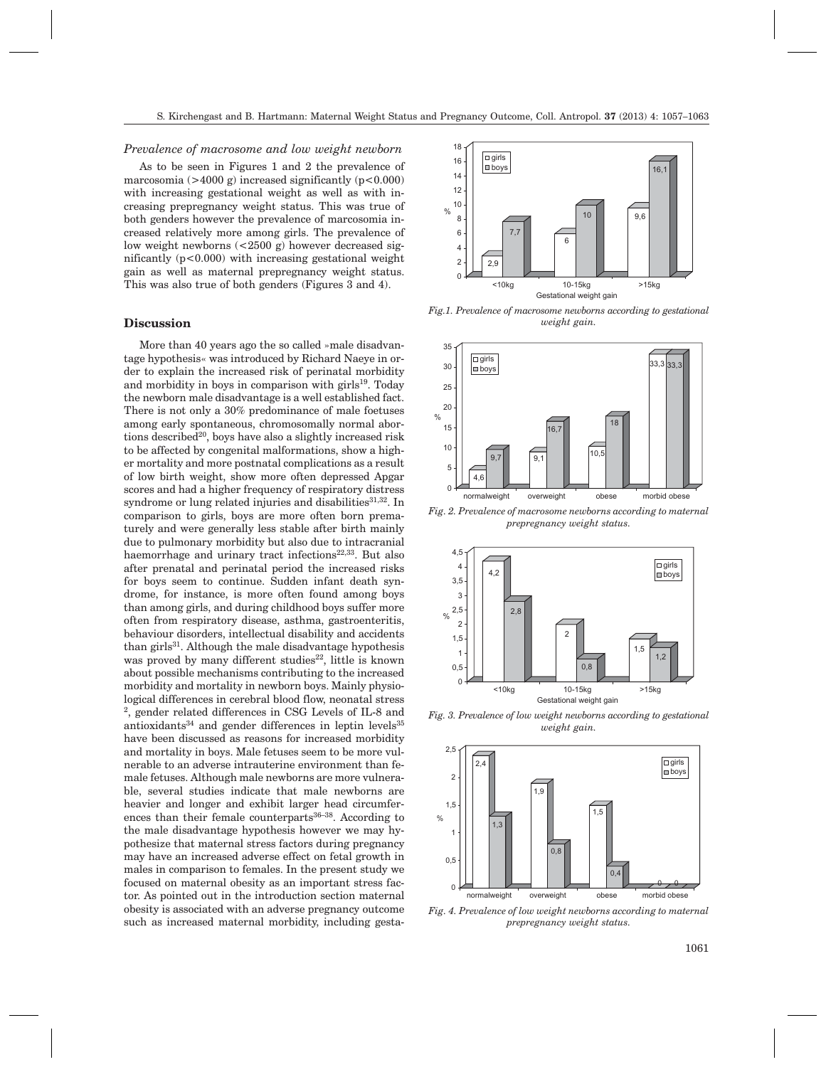*Prevalence of macrosome and low weight newborn*

As to be seen in Figures 1 and 2 the prevalence of marcosomia (>4000 g) increased significantly (p<0.000) with increasing gestational weight as well as with increasing prepregnancy weight status. This was true of both genders however the prevalence of marcosomia increased relatively more among girls. The prevalence of low weight newborns (<2500 g) however decreased significantly (p<0.000) with increasing gestational weight gain as well as maternal prepregnancy weight status. This was also true of both genders (Figures 3 and 4).

## Discussion

More than 40 years ago the so called »male disadvantage hypothesis« was introduced by Richard Naeye in order to explain the increased risk of perinatal morbidity and morbidity in boys in comparison with girls[19]. Today the newborn male disadvantage is a well established fact. There is not only a 30% predominance of male foetuses among early spontaneous, chromosomally normal abortions described[20], boys have also a slightly increased risk to be affected by congenital malformations, show a higher mortality and more postnatal complications as a result of low birth weight, show more often depressed Apgar scores and had a higher frequency of respiratory distress syndrome or lung related injuries and disabilities[31,32]. In comparison to girls, boys are more often born prematurely and were generally less stable after birth mainly due to pulmonary morbidity but also due to intracranial haemorrhage and urinary tract infections[22,33]. But also after prenatal and perinatal period the increased risks for boys seem to continue. Sudden infant death syndrome, for instance, is more often found among boys than among girls, and during childhood boys suffer more often from respiratory disease, asthma, gastroenteritis, behaviour disorders, intellectual disability and accidents than girls[31]. Although the male disadvantage hypothesis was proved by many different studies[22], little is known about possible mechanisms contributing to the increased morbidity and mortality in newborn boys. Mainly physiological differences in cerebral blood flow, neonatal stress [2], gender related differences in CSG Levels of IL-8 and antioxidants[34] and gender differences in leptin levels[35] have been discussed as reasons for increased morbidity and mortality in boys. Male fetuses seem to be more vulnerable to an adverse intrauterine environment than female fetuses. Although male newborns are more vulnerable, several studies indicate that male newborns are heavier and longer and exhibit larger head circumferences than their female counterparts[36–38]. According to the male disadvantage hypothesis however we may hypothesize that maternal stress factors during pregnancy may have an increased adverse effect on fetal growth in males in comparison to females. In the present study we focused on maternal obesity as an important stress factor. As pointed out in the introduction section maternal obesity is associated with an adverse pregnancy outcome such as increased maternal morbidity, including gesta-

| Gestational weight gain | girls (%) | boys (%) |
|---|---|---|
| <10kg | 2,9 | 7,7 |
| 10-15kg | 6 | 10 |
| >15kg | 9,6 | 16,1 |

*Fig.1. Prevalence of macrosome newborns according to gestational weight gain.*

| Prepregnancy weight status | girls (%) | boys (%) |
|---|---|---|
| normalweight | 4,6 | 9,7 |
| overweight | 9,1 | 16,7 |
| obese | 10,5 | 18 |
| morbid obese | 33,3 | 33,3 |

*Fig. 2. Prevalence of macrosome newborns according to maternal prepregnancy weight status.*

| Gestational weight gain | girls (%) | boys (%) |
|---|---|---|
| <10kg | 4,2 | 2,8 |
| 10-15kg | 2 | 0,8 |
| >15kg | 1,5 | 1,2 |

*Fig. 3. Prevalence of low weight newborns according to gestational weight gain.*

| Prepregnancy weight status | girls (%) | boys (%) |
|---|---|---|
| normalweight | 2,4 | 1,3 |
| overweight | 1,9 | 0,8 |
| obese | 1,5 | 0,4 |
| morbid obese | 0 | 0 |

*Fig. 4. Prevalence of low weight newborns according to maternal prepregnancy weight status.*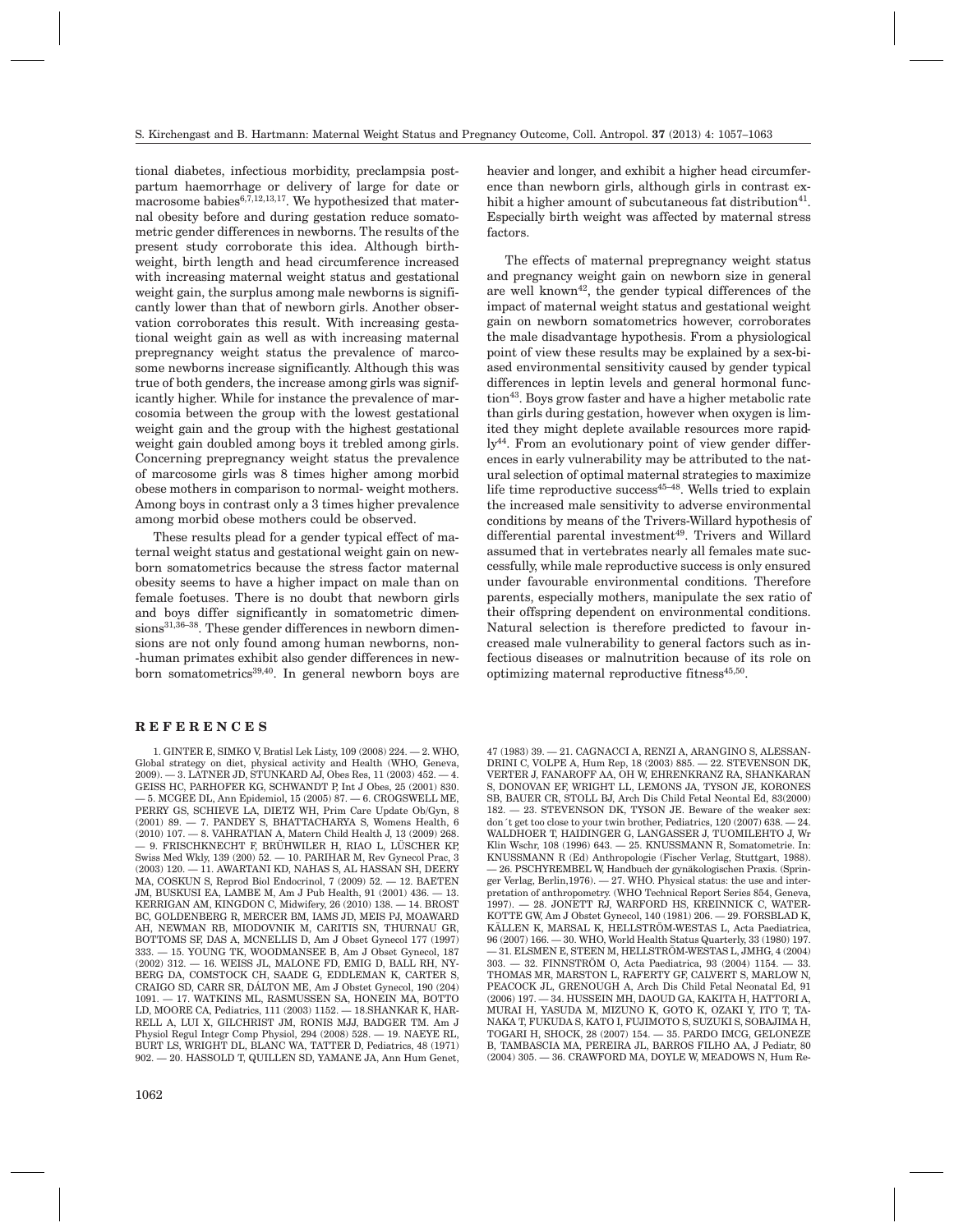tional diabetes, infectious morbidity, preclampsia postpartum haemorrhage or delivery of large for date or macrosome babies[6,7,12,13,17]. We hypothesized that maternal obesity before and during gestation reduce somatometric gender differences in newborns. The results of the present study corroborate this idea. Although birthweight, birth length and head circumference increased with increasing maternal weight status and gestational weight gain, the surplus among male newborns is significantly lower than that of newborn girls. Another observation corroborates this result. With increasing gestational weight gain as well as with increasing maternal prepregnancy weight status the prevalence of marcosome newborns increase significantly. Although this was true of both genders, the increase among girls was significantly higher. While for instance the prevalence of marcosomia between the group with the lowest gestational weight gain and the group with the highest gestational weight gain doubled among boys it trebled among girls. Concerning prepregnancy weight status the prevalence of marcosome girls was 8 times higher among morbid obese mothers in comparison to normal- weight mothers. Among boys in contrast only a 3 times higher prevalence among morbid obese mothers could be observed.

These results plead for a gender typical effect of maternal weight status and gestational weight gain on newborn somatometrics because the stress factor maternal obesity seems to have a higher impact on male than on female foetuses. There is no doubt that newborn girls and boys differ significantly in somatometric dimensions[31,36–38]. These gender differences in newborn dimensions are not only found among human newborns, non-human primates exhibit also gender differences in newborn somatometrics[39,40]. In general newborn boys are heavier and longer, and exhibit a higher head circumference than newborn girls, although girls in contrast exhibit a higher amount of subcutaneous fat distribution[41]. Especially birth weight was affected by maternal stress factors.

The effects of maternal prepregnancy weight status and pregnancy weight gain on newborn size in general are well known[42], the gender typical differences of the impact of maternal weight status and gestational weight gain on newborn somatometrics however, corroborates the male disadvantage hypothesis. From a physiological point of view these results may be explained by a sex-biased environmental sensitivity caused by gender typical differences in leptin levels and general hormonal function[43]. Boys grow faster and have a higher metabolic rate than girls during gestation, however when oxygen is limited they might deplete available resources more rapidly[44]. From an evolutionary point of view gender differences in early vulnerability may be attributed to the natural selection of optimal maternal strategies to maximize life time reproductive success[45–48]. Wells tried to explain the increased male sensitivity to adverse environmental conditions by means of the Trivers-Willard hypothesis of differential parental investment[49]. Trivers and Willard assumed that in vertebrates nearly all females mate successfully, while male reproductive success is only ensured under favourable environmental conditions. Therefore parents, especially mothers, manipulate the sex ratio of their offspring dependent on environmental conditions. Natural selection is therefore predicted to favour increased male vulnerability to general factors such as infectious diseases or malnutrition because of its role on optimizing maternal reproductive fitness[45,50].

## REFERENCES

1. GINTER E, SIMKO V, Bratisl Lek Listy, 109 (2008) 224. — 2. WHO, Global strategy on diet, physical activity and Health (WHO, Geneva, 2009). — 3. LATNER JD, STUNKARD AJ, Obes Res, 11 (2003) 452. — 4. GEISS HC, PARHOFER KG, SCHWANDT P, Int J Obes, 25 (2001) 830. — 5. MCGEE DL, Ann Epidemiol, 15 (2005) 87. — 6. CROGSWELL ME, PERRY GS, SCHIEVE LA, DIETZ WH, Prim Care Update Ob/Gyn, 8 (2001) 89. — 7. PANDEY S, BHATTACHARYA S, Womens Health, 6 (2010) 107. — 8. VAHRATIAN A, Matern Child Health J, 13 (2009) 268. — 9. FRISCHKNECHT F, BRÜHWILER H, RIAO L, LÜSCHER KP, Swiss Med Wkly, 139 (200) 52. — 10. PARIHAR M, Rev Gynecol Prac, 3 (2003) 120. — 11. AWARTANI KD, NAHAS S, AL HASSAN SH, DEERY MA, COSKUN S, Reprod Biol Endocrinol, 7 (2009) 52. — 12. BAETEN JM, BUSKUSI EA, LAMBE M, Am J Pub Health, 91 (2001) 436. — 13. KERRIGAN AM, KINGDON C, Midwifery, 26 (2010) 138. — 14. BROST BC, GOLDENBERG R, MERCER BM, IAMS JD, MEIS PJ, MOAWARD AH, NEWMAN RB, MIODOVNIK M, CARITIS SN, THURNAU GR, BOTTOMS SF, DAS A, MCNELLIS D, Am J Obset Gynecol 177 (1997) 333. — 15. YOUNG TK, WOODMANSEE B, Am J Obset Gynecol, 187 (2002) 312. — 16. WEISS JL, MALONE FD, EMIG D, BALL RH, NYBERG DA, COMSTOCK CH, SAADE G, EDDLEMAN K, CARTER S, CRAIGO SD, CARR SR, DÁLTON ME, Am J Obstet Gynecol, 190 (204) 1091. — 17. WATKINS ML, RASMUSSEN SA, HONEIN MA, BOTTO LD, MOORE CA, Pediatrics, 111 (2003) 1152. — 18.SHANKAR K, HARRELL A, LUI X, GILCHRIST JM, RONIS MJJ, BADGER TM. Am J Physiol Regul Integr Comp Physiol, 294 (2008) 528. — 19. NAEYE RL, BURT LS, WRIGHT DL, BLANC WA, TATTER D, Pediatrics, 48 (1971) 902. — 20. HASSOLD T, QUILLEN SD, YAMANE JA, Ann Hum Genet, 47 (1983) 39. — 21. CAGNACCI A, RENZI A, ARANGINO S, ALESSANDRINI C, VOLPE A, Hum Rep, 18 (2003) 885. — 22. STEVENSON DK, VERTER J, FANAROFF AA, OH W, EHRENKRANZ RA, SHANKARAN S, DONOVAN EF, WRIGHT LL, LEMONS JA, TYSON JE, KORONES SB, BAUER CR, STOLL BJ, Arch Dis Child Fetal Neontal Ed, 83(2000) 182. — 23. STEVENSON DK, TYSON JE. Beware of the weaker sex: don´t get too close to your twin brother, Pediatrics, 120 (2007) 638. — 24. WALDHOER T, HAIDINGER G, LANGASSER J, TUOMILEHTO J, Wr Klin Wschr, 108 (1996) 643. — 25. KNUSSMANN R, Somatometrie. In: KNUSSMANN R (Ed) Anthropologie (Fischer Verlag, Stuttgart, 1988). — 26. PSCHYREMBEL W, Handbuch der gynäkologischen Praxis. (Springer Verlag, Berlin,1976). — 27. WHO. Physical status: the use and interpretation of anthropometry. (WHO Technical Report Series 854, Geneva, 1997). — 28. JONETT RJ, WARFORD HS, KREINNICK C, WATERKOTTE GW, Am J Obstet Gynecol, 140 (1981) 206. — 29. FORSBLAD K, KÄLLEN K, MARSAL K, HELLSTRÖM-WESTAS L, Acta Paediatrica, 96 (2007) 166. — 30. WHO, World Health Status Quarterly, 33 (1980) 197. — 31. ELSMEN E, STEEN M, HELLSTRÖM-WESTAS L, JMHG, 4 (2004) 303. — 32. FINNSTRÖM O, Acta Paediatrica, 93 (2004) 1154. — 33. THOMAS MR, MARSTON L, RAFERTY GF, CALVERT S, MARLOW N, PEACOCK JL, GRENOUGH A, Arch Dis Child Fetal Neonatal Ed, 91 (2006) 197. — 34. HUSSEIN MH, DAOUD GA, KAKITA H, HATTORI A, MURAI H, YASUDA M, MIZUNO K, GOTO K, OZAKI Y, ITO T, TANAKA T, FUKUDA S, KATO I, FUJIMOTO S, SUZUKI S, SOBAJIMA H, TOGARI H, SHOCK, 28 (2007) 154. — 35. PARDO IMCG, GELONEZE B, TAMBASCIA MA, PEREIRA JL, BARROS FILHO AA, J Pediatr, 80 (2004) 305. — 36. CRAWFORD MA, DOYLE W, MEADOWS N, Hum Re-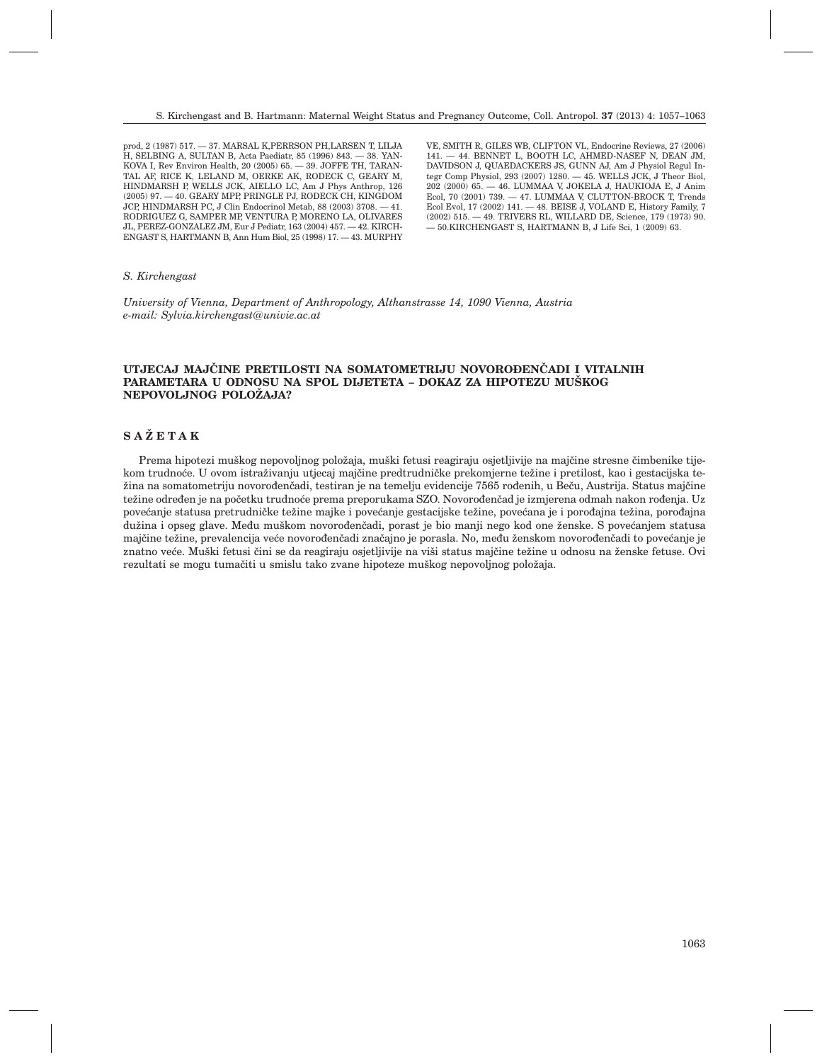prod, 2 (1987) 517. — 37. MARSAL K,PERRSON PH,LARSEN T, LILJA H, SELBING A, SULTAN B, Acta Paediatr, 85 (1996) 843. — 38. YANKOVA I, Rev Environ Health, 20 (2005) 65. — 39. JOFFE TH, TARANTAL AF, RICE K, LELAND M, OERKE AK, RODECK C, GEARY M, HINDMARSH P, WELLS JCK, AIELLO LC, Am J Phys Anthrop, 126 (2005) 97. — 40. GEARY MPP, PRINGLE PJ, RODECK CH, KINGDOM JCP, HINDMARSH PC, J Clin Endocrinol Metab, 88 (2003) 3708. — 41. RODRIGUEZ G, SAMPER MP, VENTURA P, MORENO LA, OLIVARES JL, PEREZ-GONZALEZ JM, Eur J Pediatr, 163 (2004) 457. — 42. KIRCHENGAST S, HARTMANN B, Ann Hum Biol, 25 (1998) 17. — 43. MURPHY VE, SMITH R, GILES WB, CLIFTON VL, Endocrine Reviews, 27 (2006) 141. — 44. BENNET L, BOOTH LC, AHMED-NASEF N, DEAN JM, DAVIDSON J, QUAEDACKERS JS, GUNN AJ, Am J Physiol Regul Integr Comp Physiol, 293 (2007) 1280. — 45. WELLS JCK, J Theor Biol, 202 (2000) 65. — 46. LUMMAA V, JOKELA J, HAUKIOJA E, J Anim Ecol, 70 (2001) 739. — 47. LUMMAA V, CLUTTON-BROCK T, Trends Ecol Evol, 17 (2002) 141. — 48. BEISE J, VOLAND E, History Family, 7 (2002) 515. — 49. TRIVERS RL, WILLARD DE, Science, 179 (1973) 90. — 50.KIRCHENGAST S, HARTMANN B, J Life Sci, 1 (2009) 63.

*S. Kirchengast*

*University of Vienna, Department of Anthropology, Althanstrasse 14, 1090 Vienna, Austria*
*e-mail: Sylvia.kirchengast@univie.ac.at*

## UTJECAJ MAJČINE PRETILOSTI NA SOMATOMETRIJU NOVOROĐENČADI I VITALNIH PARAMETARA U ODNOSU NA SPOL DIJETETA – DOKAZ ZA HIPOTEZU MUŠKOG NEPOVOLJNOG POLOŽAJA?

## S A Ž E T A K

Prema hipotezi muškog nepovoljnog položaja, muški fetusi reagiraju osjetljivije na majčine stresne čimbenike tijekom trudnoće. U ovom istraživanju utjecaj majčine predtrudničke prekomjerne težine i pretilost, kao i gestacijska težina na somatometriju novorođenčadi, testiran je na temelju evidencije 7565 rođenih, u Beču, Austrija. Status majčine težine određen je na početku trudnoće prema preporukama SZO. Novorođenčad je izmjerena odmah nakon rođenja. Uz povećanje statusa pretrudničke težine majke i povećanje gestacijske težine, povećana je i porođajna težina, porođajna dužina i opseg glave. Među muškom novorođenčadi, porast je bio manji nego kod one ženske. S povećanjem statusa majčine težine, prevalencija veće novorođenčadi značajno je porasla. No, među ženskom novorođenčadi to povećanje je znatno veće. Muški fetusi čini se da reagiraju osjetljivije na viši status majčine težine u odnosu na ženske fetuse. Ovi rezultati se mogu tumačiti u smislu tako zvane hipoteze muškog nepovoljnog položaja.